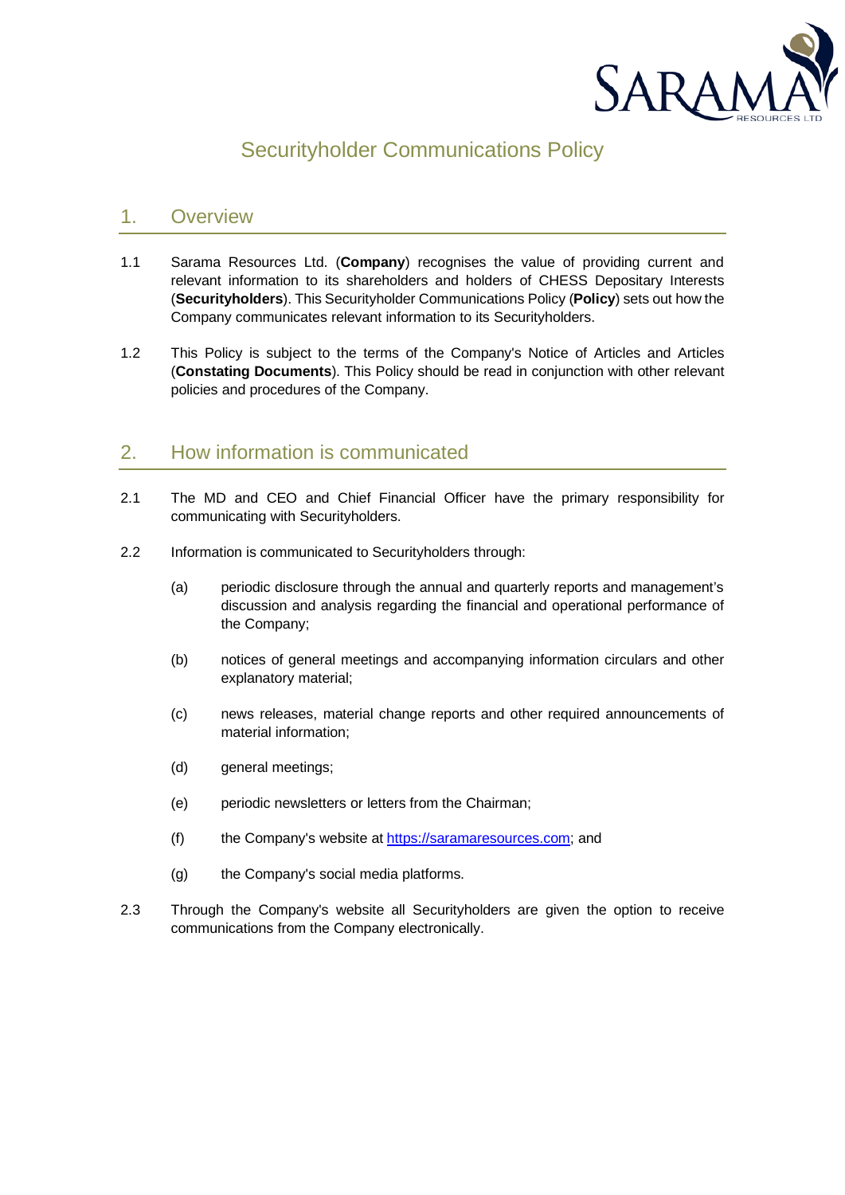# Securityholder Communications Policy

## 1. Overview

1.1 Sarama Resources Ltd. (**Company**) recognises the value of providing current and relevant information to its shareholders and holders of CHESS Depositary Interests (**Securityholders**). This Securityholder Communications Policy (**Policy**) sets out how the Company communicates relevant information to its Securityholders.

1.2 This Policy is subject to the terms of the Company's Notice of Articles and Articles (**Constating Documents**). This Policy should be read in conjunction with other relevant policies and procedures of the Company.

## 2. How information is communicated

2.1 The MD and CEO and Chief Financial Officer have the primary responsibility for communicating with Securityholders.

2.2 Information is communicated to Securityholders through:

(a) periodic disclosure through the annual and quarterly reports and management's discussion and analysis regarding the financial and operational performance of the Company;

(b) notices of general meetings and accompanying information circulars and other explanatory material;

(c) news releases, material change reports and other required announcements of material information;

(d) general meetings;

(e) periodic newsletters or letters from the Chairman;

(f) the Company's website at https://saramaresources.com; and

(g) the Company's social media platforms.

2.3 Through the Company's website all Securityholders are given the option to receive communications from the Company electronically.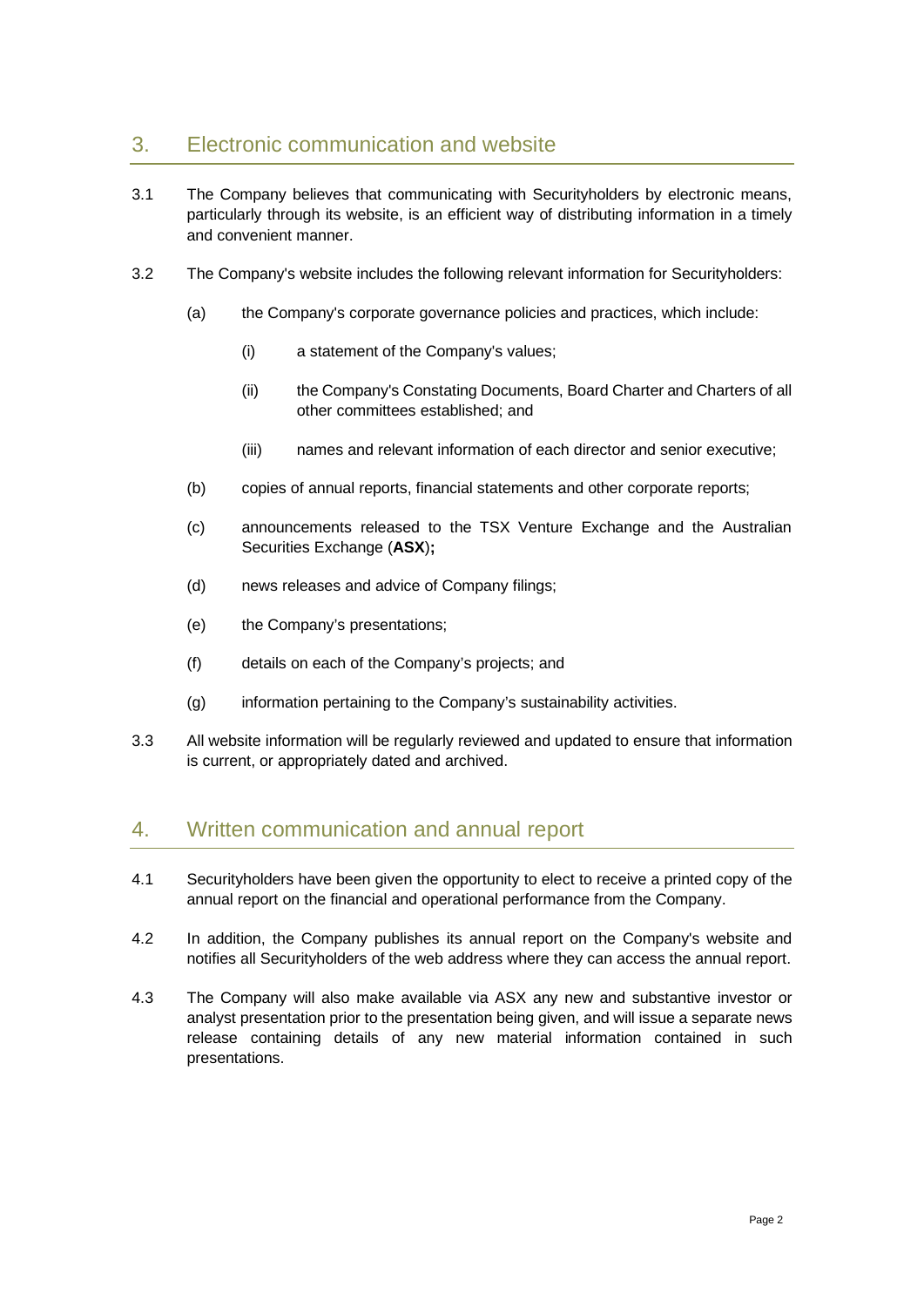## 3. Electronic communication and website

3.1 The Company believes that communicating with Securityholders by electronic means, particularly through its website, is an efficient way of distributing information in a timely and convenient manner.

3.2 The Company's website includes the following relevant information for Securityholders:

(a) the Company's corporate governance policies and practices, which include:

(i) a statement of the Company's values;

(ii) the Company's Constating Documents, Board Charter and Charters of all other committees established; and

(iii) names and relevant information of each director and senior executive;

(b) copies of annual reports, financial statements and other corporate reports;

(c) announcements released to the TSX Venture Exchange and the Australian Securities Exchange (**ASX**)**;**

(d) news releases and advice of Company filings;

(e) the Company's presentations;

(f) details on each of the Company's projects; and

(g) information pertaining to the Company's sustainability activities.

3.3 All website information will be regularly reviewed and updated to ensure that information is current, or appropriately dated and archived.

## 4. Written communication and annual report

4.1 Securityholders have been given the opportunity to elect to receive a printed copy of the annual report on the financial and operational performance from the Company.

4.2 In addition, the Company publishes its annual report on the Company's website and notifies all Securityholders of the web address where they can access the annual report.

4.3 The Company will also make available via ASX any new and substantive investor or analyst presentation prior to the presentation being given, and will issue a separate news release containing details of any new material information contained in such presentations.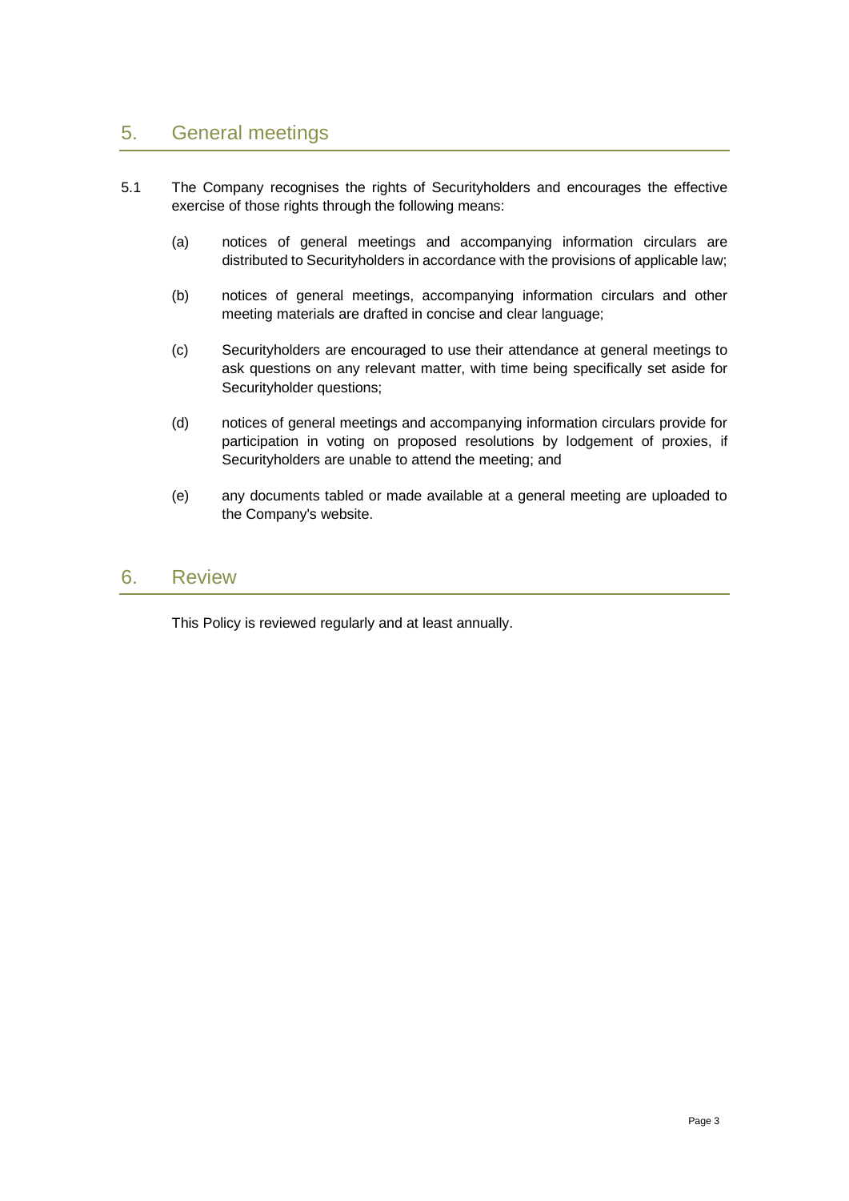## 5. General meetings

5.1 The Company recognises the rights of Securityholders and encourages the effective exercise of those rights through the following means:

(a) notices of general meetings and accompanying information circulars are distributed to Securityholders in accordance with the provisions of applicable law;

(b) notices of general meetings, accompanying information circulars and other meeting materials are drafted in concise and clear language;

(c) Securityholders are encouraged to use their attendance at general meetings to ask questions on any relevant matter, with time being specifically set aside for Securityholder questions;

(d) notices of general meetings and accompanying information circulars provide for participation in voting on proposed resolutions by lodgement of proxies, if Securityholders are unable to attend the meeting; and

(e) any documents tabled or made available at a general meeting are uploaded to the Company's website.

## 6. Review

This Policy is reviewed regularly and at least annually.